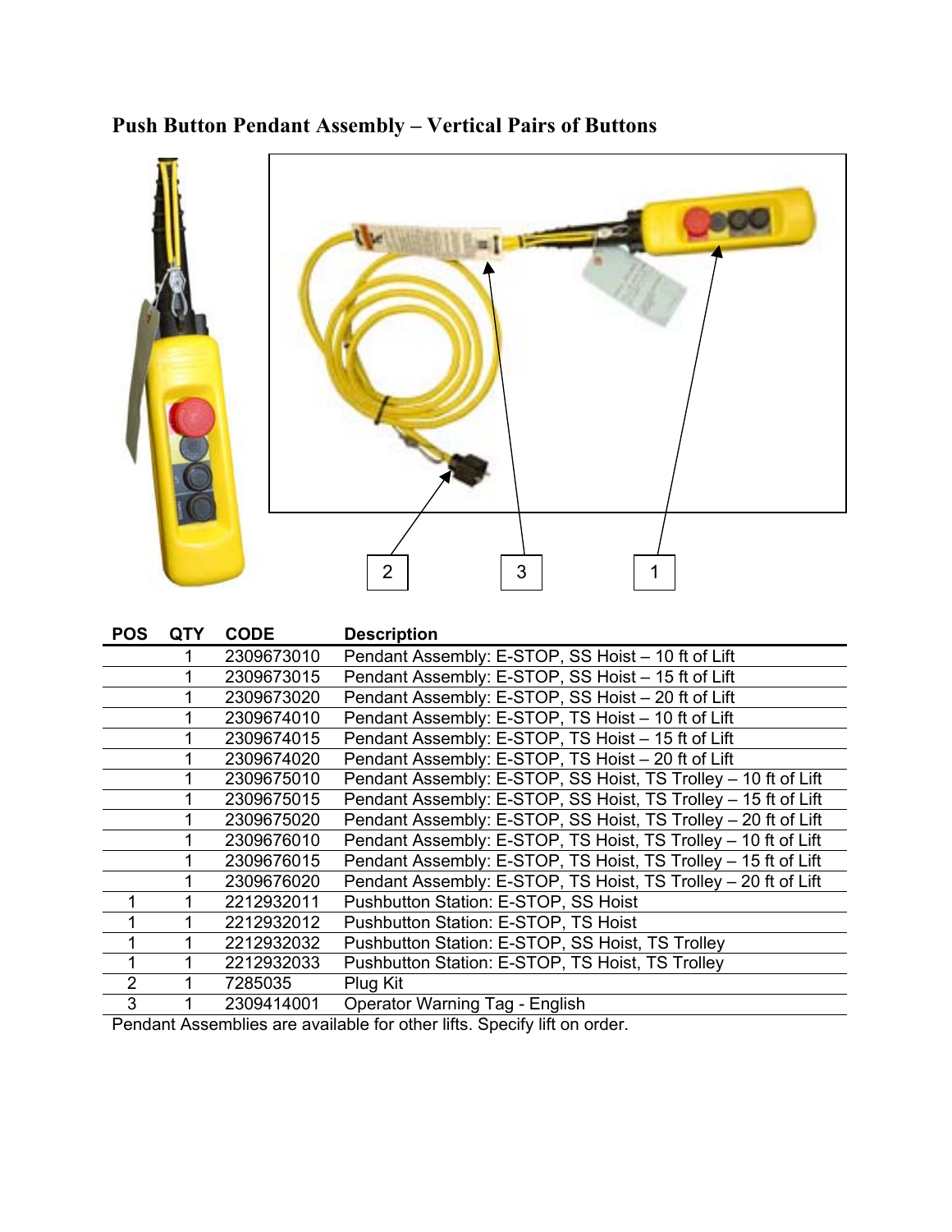# Push Button Pendant Assembly – Vertical Pairs of Buttons

| POS | QTY | CODE | Description |
|---|---|---|---|
| | 1 | 2309673010 | Pendant Assembly: E-STOP, SS Hoist – 10 ft of Lift |
| | 1 | 2309673015 | Pendant Assembly: E-STOP, SS Hoist – 15 ft of Lift |
| | 1 | 2309673020 | Pendant Assembly: E-STOP, SS Hoist – 20 ft of Lift |
| | 1 | 2309674010 | Pendant Assembly: E-STOP, TS Hoist – 10 ft of Lift |
| | 1 | 2309674015 | Pendant Assembly: E-STOP, TS Hoist – 15 ft of Lift |
| | 1 | 2309674020 | Pendant Assembly: E-STOP, TS Hoist – 20 ft of Lift |
| | 1 | 2309675010 | Pendant Assembly: E-STOP, SS Hoist, TS Trolley – 10 ft of Lift |
| | 1 | 2309675015 | Pendant Assembly: E-STOP, SS Hoist, TS Trolley – 15 ft of Lift |
| | 1 | 2309675020 | Pendant Assembly: E-STOP, SS Hoist, TS Trolley – 20 ft of Lift |
| | 1 | 2309676010 | Pendant Assembly: E-STOP, TS Hoist, TS Trolley – 10 ft of Lift |
| | 1 | 2309676015 | Pendant Assembly: E-STOP, TS Hoist, TS Trolley – 15 ft of Lift |
| | 1 | 2309676020 | Pendant Assembly: E-STOP, TS Hoist, TS Trolley – 20 ft of Lift |
| 1 | 1 | 2212932011 | Pushbutton Station: E-STOP, SS Hoist |
| 1 | 1 | 2212932012 | Pushbutton Station: E-STOP, TS Hoist |
| 1 | 1 | 2212932032 | Pushbutton Station: E-STOP, SS Hoist, TS Trolley |
| 1 | 1 | 2212932033 | Pushbutton Station: E-STOP, TS Hoist, TS Trolley |
| 2 | 1 | 7285035 | Plug Kit |
| 3 | 1 | 2309414001 | Operator Warning Tag - English |

Pendant Assemblies are available for other lifts. Specify lift on order.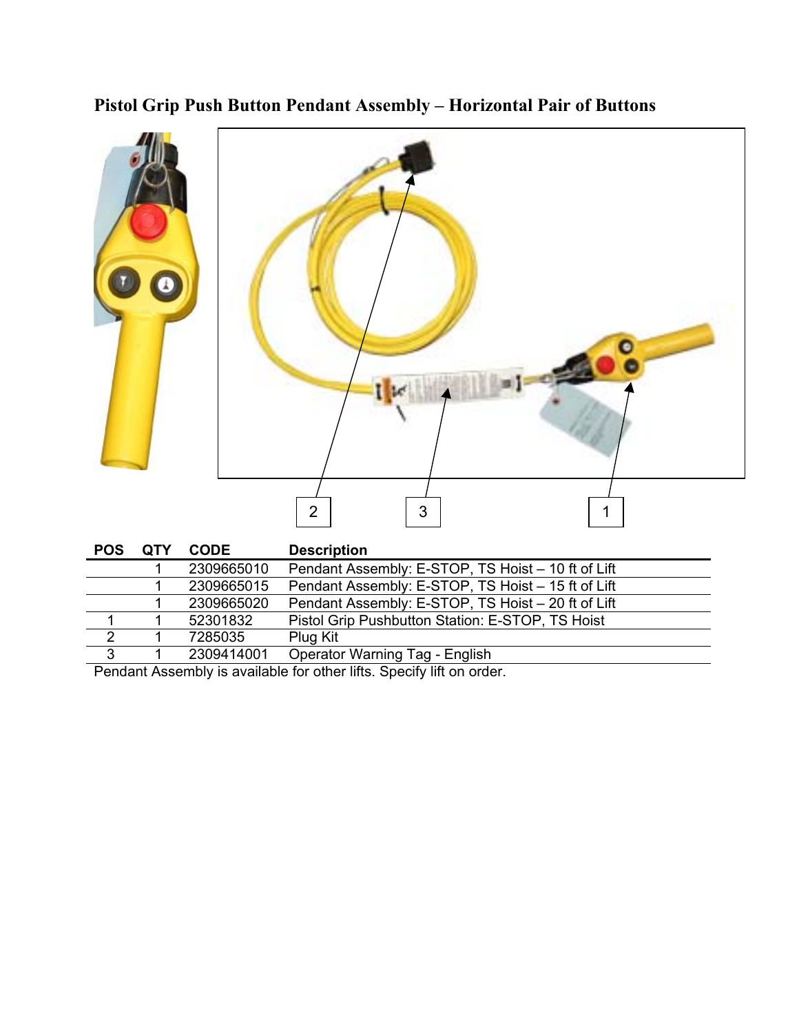## Pistol Grip Push Button Pendant Assembly – Horizontal Pair of Buttons

| POS | QTY | CODE | Description |
|---|---|---|---|
| | 1 | 2309665010 | Pendant Assembly: E-STOP, TS Hoist – 10 ft of Lift |
| | 1 | 2309665015 | Pendant Assembly: E-STOP, TS Hoist – 15 ft of Lift |
| | 1 | 2309665020 | Pendant Assembly: E-STOP, TS Hoist – 20 ft of Lift |
| 1 | 1 | 52301832 | Pistol Grip Pushbutton Station: E-STOP, TS Hoist |
| 2 | 1 | 7285035 | Plug Kit |
| 3 | 1 | 2309414001 | Operator Warning Tag - English |

Pendant Assembly is available for other lifts. Specify lift on order.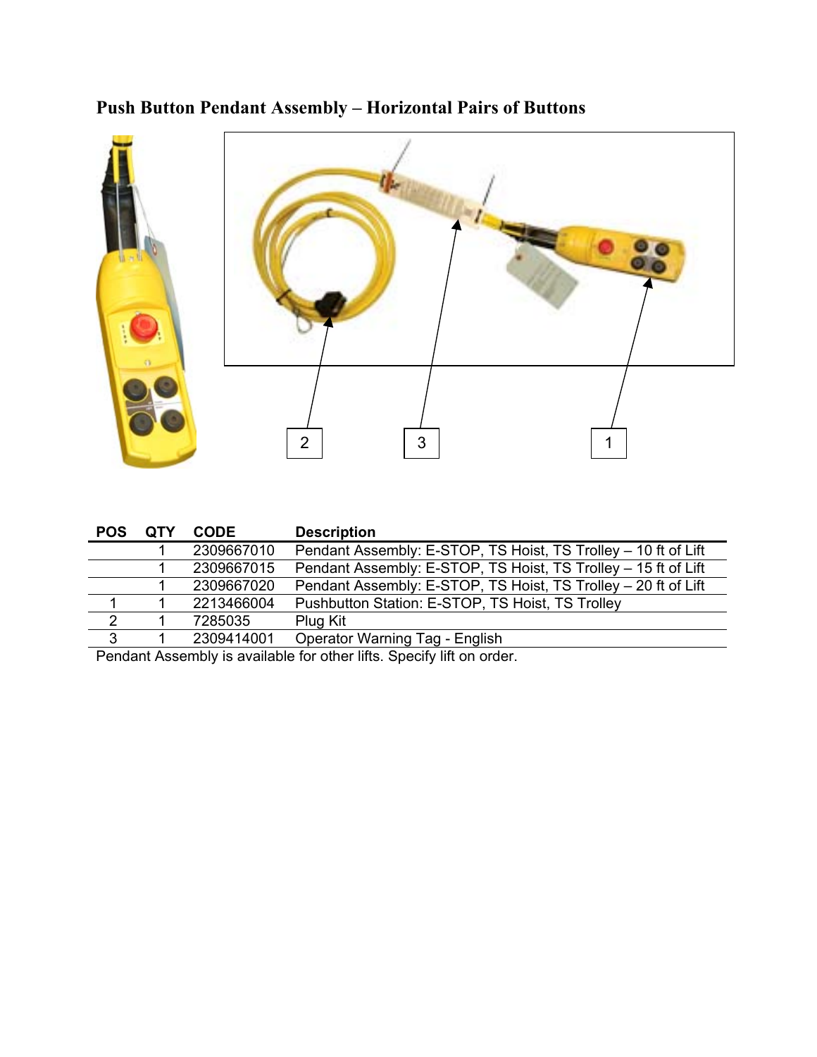## Push Button Pendant Assembly – Horizontal Pairs of Buttons

| POS | QTY | CODE | Description |
|---|---|---|---|
| | 1 | 2309667010 | Pendant Assembly: E-STOP, TS Hoist, TS Trolley – 10 ft of Lift |
| | 1 | 2309667015 | Pendant Assembly: E-STOP, TS Hoist, TS Trolley – 15 ft of Lift |
| | 1 | 2309667020 | Pendant Assembly: E-STOP, TS Hoist, TS Trolley – 20 ft of Lift |
| 1 | 1 | 2213466004 | Pushbutton Station: E-STOP, TS Hoist, TS Trolley |
| 2 | 1 | 7285035 | Plug Kit |
| 3 | 1 | 2309414001 | Operator Warning Tag - English |

Pendant Assembly is available for other lifts. Specify lift on order.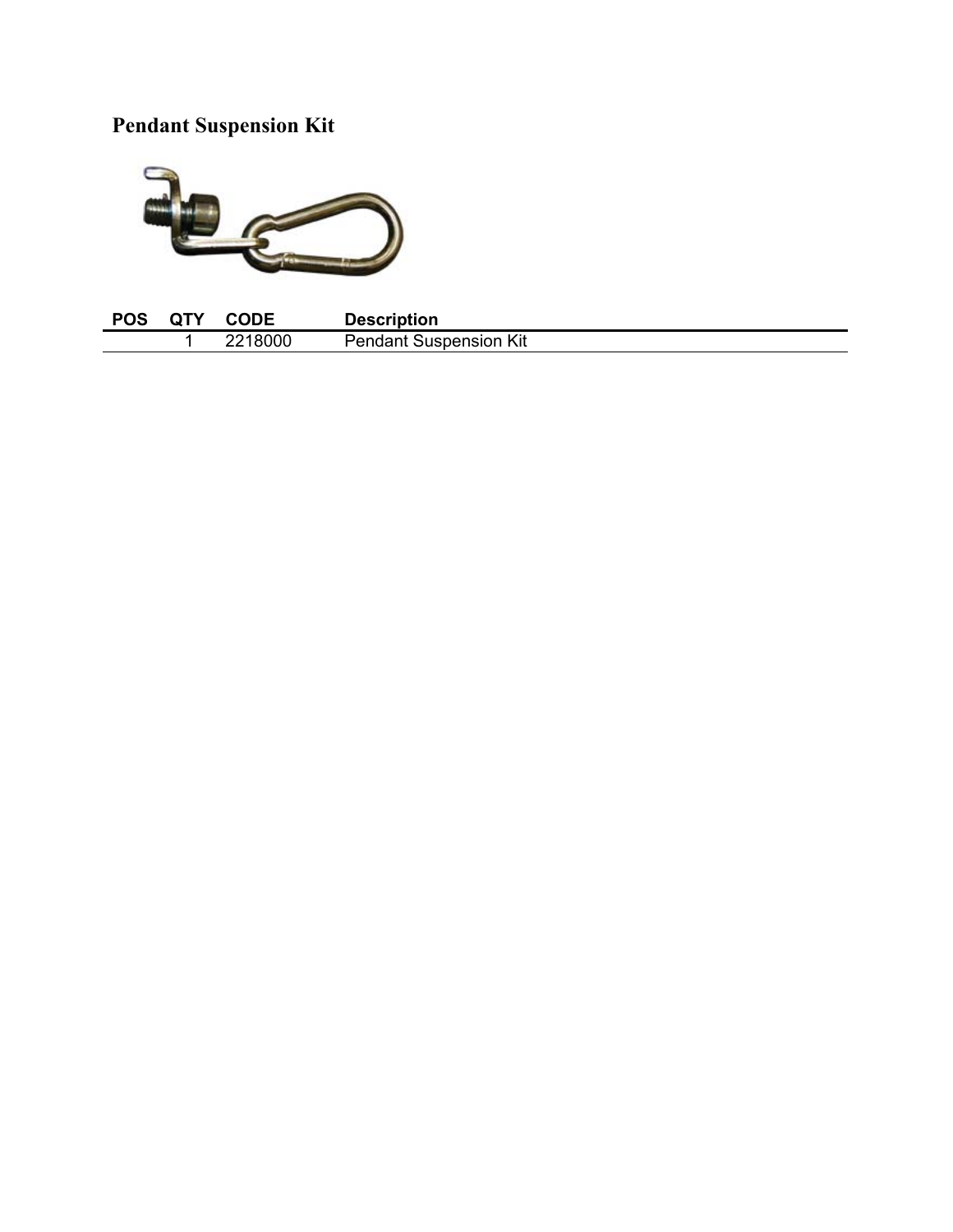## Pendant Suspension Kit

| POS | QTY | CODE | Description |
| --- | --- | --- | --- |
| | 1 | 2218000 | Pendant Suspension Kit |